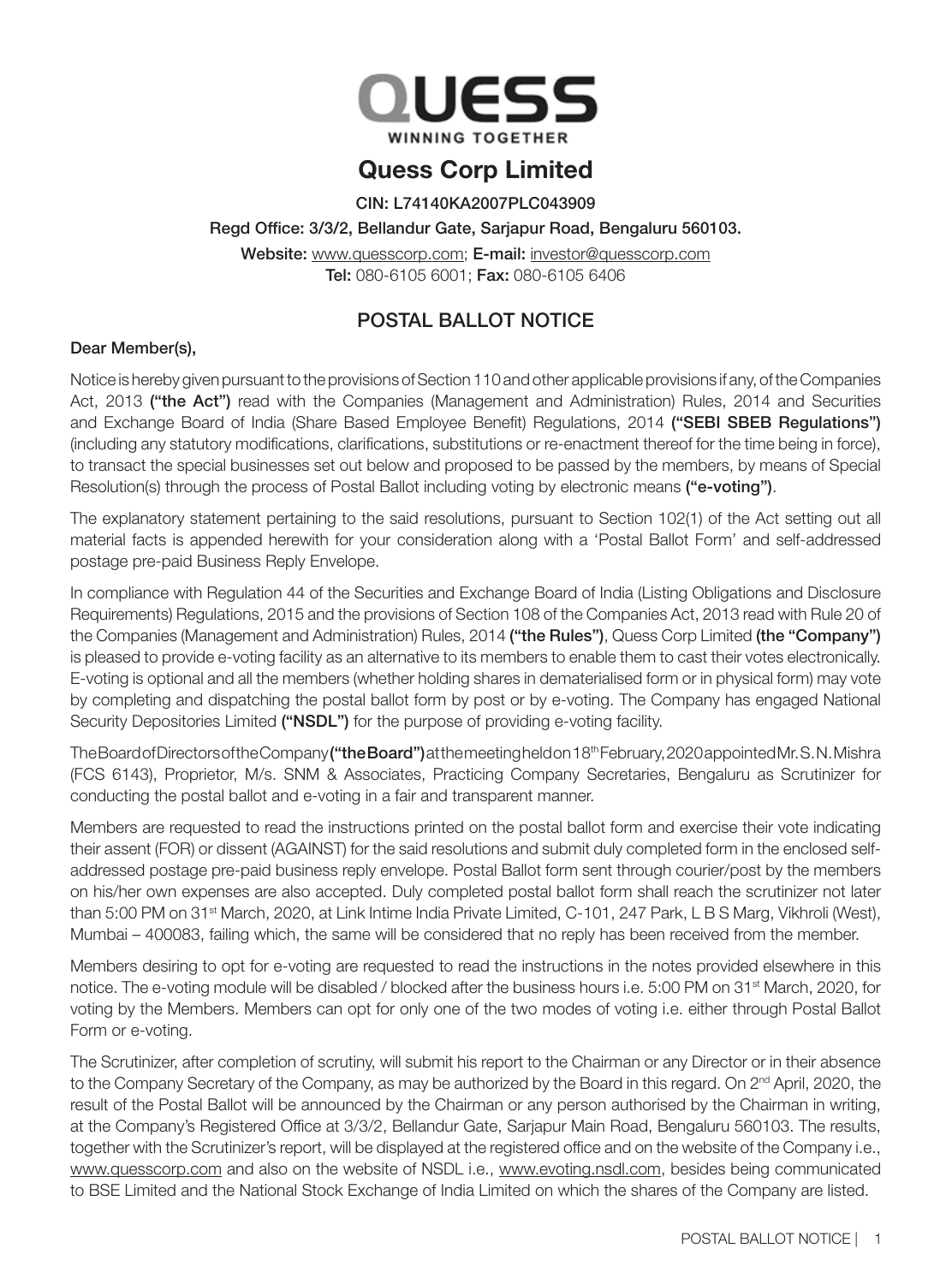QUESS

WINNING TOGETHER

# Quess Corp Limited

**CIN: L74140KA2007PLC043909**

**Regd Office: 3/3/2, Bellandur Gate, Sarjapur Road, Bengaluru 560103.**

**Website:** www.quesscorp.com; **E-mail:** investor@quesscorp.com

**Tel:** 080-6105 6001; **Fax:** 080-6105 6406

## POSTAL BALLOT NOTICE

**Dear Member(s),**

Notice is hereby given pursuant to the provisions of Section 110 and other applicable provisions if any, of the Companies Act, 2013 **("the Act")** read with the Companies (Management and Administration) Rules, 2014 and Securities and Exchange Board of India (Share Based Employee Benefit) Regulations, 2014 **("SEBI SBEB Regulations")** (including any statutory modifications, clarifications, substitutions or re-enactment thereof for the time being in force), to transact the special businesses set out below and proposed to be passed by the members, by means of Special Resolution(s) through the process of Postal Ballot including voting by electronic means **("e-voting")**.

The explanatory statement pertaining to the said resolutions, pursuant to Section 102(1) of the Act setting out all material facts is appended herewith for your consideration along with a 'Postal Ballot Form' and self-addressed postage pre-paid Business Reply Envelope.

In compliance with Regulation 44 of the Securities and Exchange Board of India (Listing Obligations and Disclosure Requirements) Regulations, 2015 and the provisions of Section 108 of the Companies Act, 2013 read with Rule 20 of the Companies (Management and Administration) Rules, 2014 **("the Rules")**, Quess Corp Limited **(the "Company")** is pleased to provide e-voting facility as an alternative to its members to enable them to cast their votes electronically. E-voting is optional and all the members (whether holding shares in dematerialised form or in physical form) may vote by completing and dispatching the postal ballot form by post or by e-voting. The Company has engaged National Security Depositories Limited **("NSDL")** for the purpose of providing e-voting facility.

The Board of Directors of the Company **("the Board")** at the meeting held on 18th February, 2020 appointed Mr. S. N. Mishra (FCS 6143), Proprietor, M/s. SNM & Associates, Practicing Company Secretaries, Bengaluru as Scrutinizer for conducting the postal ballot and e-voting in a fair and transparent manner.

Members are requested to read the instructions printed on the postal ballot form and exercise their vote indicating their assent (FOR) or dissent (AGAINST) for the said resolutions and submit duly completed form in the enclosed self-addressed postage pre-paid business reply envelope. Postal Ballot form sent through courier/post by the members on his/her own expenses are also accepted. Duly completed postal ballot form shall reach the scrutinizer not later than 5:00 PM on 31st March, 2020, at Link Intime India Private Limited, C-101, 247 Park, L B S Marg, Vikhroli (West), Mumbai – 400083, failing which, the same will be considered that no reply has been received from the member.

Members desiring to opt for e-voting are requested to read the instructions in the notes provided elsewhere in this notice. The e-voting module will be disabled / blocked after the business hours i.e. 5:00 PM on 31st March, 2020, for voting by the Members. Members can opt for only one of the two modes of voting i.e. either through Postal Ballot Form or e-voting.

The Scrutinizer, after completion of scrutiny, will submit his report to the Chairman or any Director or in their absence to the Company Secretary of the Company, as may be authorized by the Board in this regard. On 2nd April, 2020, the result of the Postal Ballot will be announced by the Chairman or any person authorised by the Chairman in writing, at the Company's Registered Office at 3/3/2, Bellandur Gate, Sarjapur Main Road, Bengaluru 560103. The results, together with the Scrutinizer's report, will be displayed at the registered office and on the website of the Company i.e., www.quesscorp.com and also on the website of NSDL i.e., www.evoting.nsdl.com, besides being communicated to BSE Limited and the National Stock Exchange of India Limited on which the shares of the Company are listed.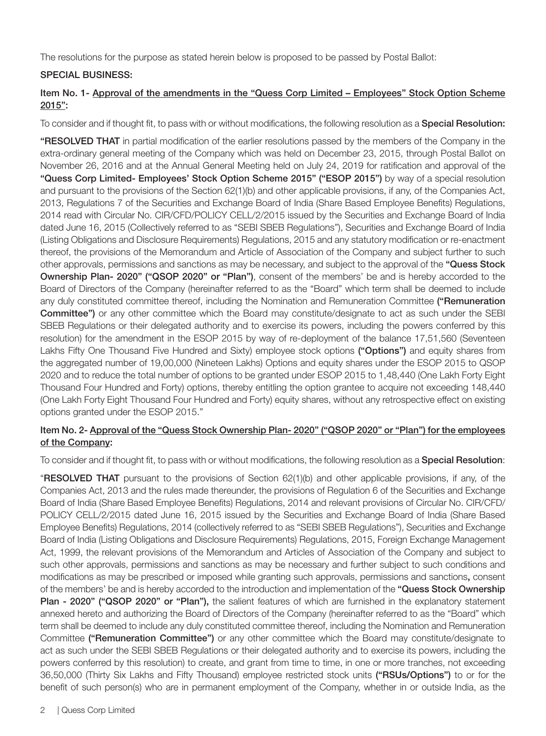The resolutions for the purpose as stated herein below is proposed to be passed by Postal Ballot:

**SPECIAL BUSINESS:**

**Item No. 1- Approval of the amendments in the "Quess Corp Limited – Employees" Stock Option Scheme 2015":**

To consider and if thought fit, to pass with or without modifications, the following resolution as a **Special Resolution:**

**"RESOLVED THAT** in partial modification of the earlier resolutions passed by the members of the Company in the extra-ordinary general meeting of the Company which was held on December 23, 2015, through Postal Ballot on November 26, 2016 and at the Annual General Meeting held on July 24, 2019 for ratification and approval of the **"Quess Corp Limited- Employees' Stock Option Scheme 2015" ("ESOP 2015")** by way of a special resolution and pursuant to the provisions of the Section 62(1)(b) and other applicable provisions, if any, of the Companies Act, 2013, Regulations 7 of the Securities and Exchange Board of India (Share Based Employee Benefits) Regulations, 2014 read with Circular No. CIR/CFD/POLICY CELL/2/2015 issued by the Securities and Exchange Board of India dated June 16, 2015 (Collectively referred to as "SEBI SBEB Regulations"), Securities and Exchange Board of India (Listing Obligations and Disclosure Requirements) Regulations, 2015 and any statutory modification or re-enactment thereof, the provisions of the Memorandum and Article of Association of the Company and subject further to such other approvals, permissions and sanctions as may be necessary, and subject to the approval of the **"Quess Stock Ownership Plan- 2020" ("QSOP 2020" or "Plan")**, consent of the members' be and is hereby accorded to the Board of Directors of the Company (hereinafter referred to as the "Board" which term shall be deemed to include any duly constituted committee thereof, including the Nomination and Remuneration Committee **("Remuneration Committee")** or any other committee which the Board may constitute/designate to act as such under the SEBI SBEB Regulations or their delegated authority and to exercise its powers, including the powers conferred by this resolution) for the amendment in the ESOP 2015 by way of re-deployment of the balance 17,51,560 (Seventeen Lakhs Fifty One Thousand Five Hundred and Sixty) employee stock options **("Options")** and equity shares from the aggregated number of 19,00,000 (Nineteen Lakhs) Options and equity shares under the ESOP 2015 to QSOP 2020 and to reduce the total number of options to be granted under ESOP 2015 to 1,48,440 (One Lakh Forty Eight Thousand Four Hundred and Forty) options, thereby entitling the option grantee to acquire not exceeding 148,440 (One Lakh Forty Eight Thousand Four Hundred and Forty) equity shares, without any retrospective effect on existing options granted under the ESOP 2015."

**Item No. 2- Approval of the "Quess Stock Ownership Plan- 2020" ("QSOP 2020" or "Plan") for the employees of the Company:**

To consider and if thought fit, to pass with or without modifications, the following resolution as a **Special Resolution**:

"**RESOLVED THAT** pursuant to the provisions of Section 62(1)(b) and other applicable provisions, if any, of the Companies Act, 2013 and the rules made thereunder, the provisions of Regulation 6 of the Securities and Exchange Board of India (Share Based Employee Benefits) Regulations, 2014 and relevant provisions of Circular No. CIR/CFD/POLICY CELL/2/2015 dated June 16, 2015 issued by the Securities and Exchange Board of India (Share Based Employee Benefits) Regulations, 2014 (collectively referred to as "SEBI SBEB Regulations"), Securities and Exchange Board of India (Listing Obligations and Disclosure Requirements) Regulations, 2015, Foreign Exchange Management Act, 1999, the relevant provisions of the Memorandum and Articles of Association of the Company and subject to such other approvals, permissions and sanctions as may be necessary and further subject to such conditions and modifications as may be prescribed or imposed while granting such approvals, permissions and sanctions**,** consent of the members' be and is hereby accorded to the introduction and implementation of the **"Quess Stock Ownership Plan - 2020" ("QSOP 2020" or "Plan"),** the salient features of which are furnished in the explanatory statement annexed hereto and authorizing the Board of Directors of the Company (hereinafter referred to as the "Board" which term shall be deemed to include any duly constituted committee thereof, including the Nomination and Remuneration Committee **("Remuneration Committee")** or any other committee which the Board may constitute/designate to act as such under the SEBI SBEB Regulations or their delegated authority and to exercise its powers, including the powers conferred by this resolution) to create, and grant from time to time, in one or more tranches, not exceeding 36,50,000 (Thirty Six Lakhs and Fifty Thousand) employee restricted stock units **("RSUs/Options")** to or for the benefit of such person(s) who are in permanent employment of the Company, whether in or outside India, as the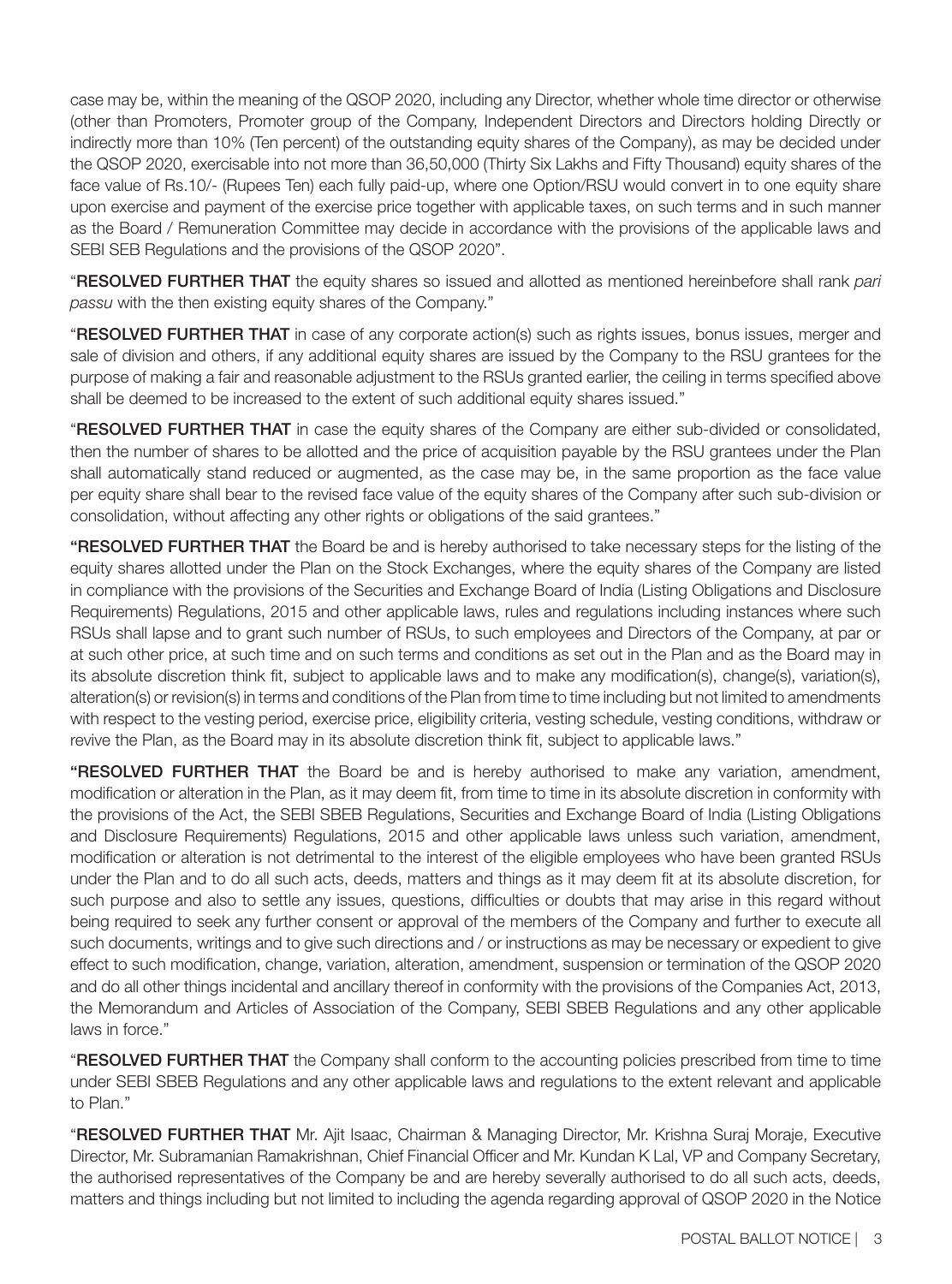case may be, within the meaning of the QSOP 2020, including any Director, whether whole time director or otherwise (other than Promoters, Promoter group of the Company, Independent Directors and Directors holding Directly or indirectly more than 10% (Ten percent) of the outstanding equity shares of the Company), as may be decided under the QSOP 2020, exercisable into not more than 36,50,000 (Thirty Six Lakhs and Fifty Thousand) equity shares of the face value of Rs.10/- (Rupees Ten) each fully paid-up, where one Option/RSU would convert in to one equity share upon exercise and payment of the exercise price together with applicable taxes, on such terms and in such manner as the Board / Remuneration Committee may decide in accordance with the provisions of the applicable laws and SEBI SEB Regulations and the provisions of the QSOP 2020".

"**RESOLVED FURTHER THAT** the equity shares so issued and allotted as mentioned hereinbefore shall rank *pari passu* with the then existing equity shares of the Company."

"**RESOLVED FURTHER THAT** in case of any corporate action(s) such as rights issues, bonus issues, merger and sale of division and others, if any additional equity shares are issued by the Company to the RSU grantees for the purpose of making a fair and reasonable adjustment to the RSUs granted earlier, the ceiling in terms specified above shall be deemed to be increased to the extent of such additional equity shares issued."

"**RESOLVED FURTHER THAT** in case the equity shares of the Company are either sub-divided or consolidated, then the number of shares to be allotted and the price of acquisition payable by the RSU grantees under the Plan shall automatically stand reduced or augmented, as the case may be, in the same proportion as the face value per equity share shall bear to the revised face value of the equity shares of the Company after such sub-division or consolidation, without affecting any other rights or obligations of the said grantees."

"**RESOLVED FURTHER THAT** the Board be and is hereby authorised to take necessary steps for the listing of the equity shares allotted under the Plan on the Stock Exchanges, where the equity shares of the Company are listed in compliance with the provisions of the Securities and Exchange Board of India (Listing Obligations and Disclosure Requirements) Regulations, 2015 and other applicable laws, rules and regulations including instances where such RSUs shall lapse and to grant such number of RSUs, to such employees and Directors of the Company, at par or at such other price, at such time and on such terms and conditions as set out in the Plan and as the Board may in its absolute discretion think fit, subject to applicable laws and to make any modification(s), change(s), variation(s), alteration(s) or revision(s) in terms and conditions of the Plan from time to time including but not limited to amendments with respect to the vesting period, exercise price, eligibility criteria, vesting schedule, vesting conditions, withdraw or revive the Plan, as the Board may in its absolute discretion think fit, subject to applicable laws."

"**RESOLVED FURTHER THAT** the Board be and is hereby authorised to make any variation, amendment, modification or alteration in the Plan, as it may deem fit, from time to time in its absolute discretion in conformity with the provisions of the Act, the SEBI SBEB Regulations, Securities and Exchange Board of India (Listing Obligations and Disclosure Requirements) Regulations, 2015 and other applicable laws unless such variation, amendment, modification or alteration is not detrimental to the interest of the eligible employees who have been granted RSUs under the Plan and to do all such acts, deeds, matters and things as it may deem fit at its absolute discretion, for such purpose and also to settle any issues, questions, difficulties or doubts that may arise in this regard without being required to seek any further consent or approval of the members of the Company and further to execute all such documents, writings and to give such directions and / or instructions as may be necessary or expedient to give effect to such modification, change, variation, alteration, amendment, suspension or termination of the QSOP 2020 and do all other things incidental and ancillary thereof in conformity with the provisions of the Companies Act, 2013, the Memorandum and Articles of Association of the Company, SEBI SBEB Regulations and any other applicable laws in force."

"**RESOLVED FURTHER THAT** the Company shall conform to the accounting policies prescribed from time to time under SEBI SBEB Regulations and any other applicable laws and regulations to the extent relevant and applicable to Plan."

"**RESOLVED FURTHER THAT** Mr. Ajit Isaac, Chairman & Managing Director, Mr. Krishna Suraj Moraje, Executive Director, Mr. Subramanian Ramakrishnan, Chief Financial Officer and Mr. Kundan K Lal, VP and Company Secretary, the authorised representatives of the Company be and are hereby severally authorised to do all such acts, deeds, matters and things including but not limited to including the agenda regarding approval of QSOP 2020 in the Notice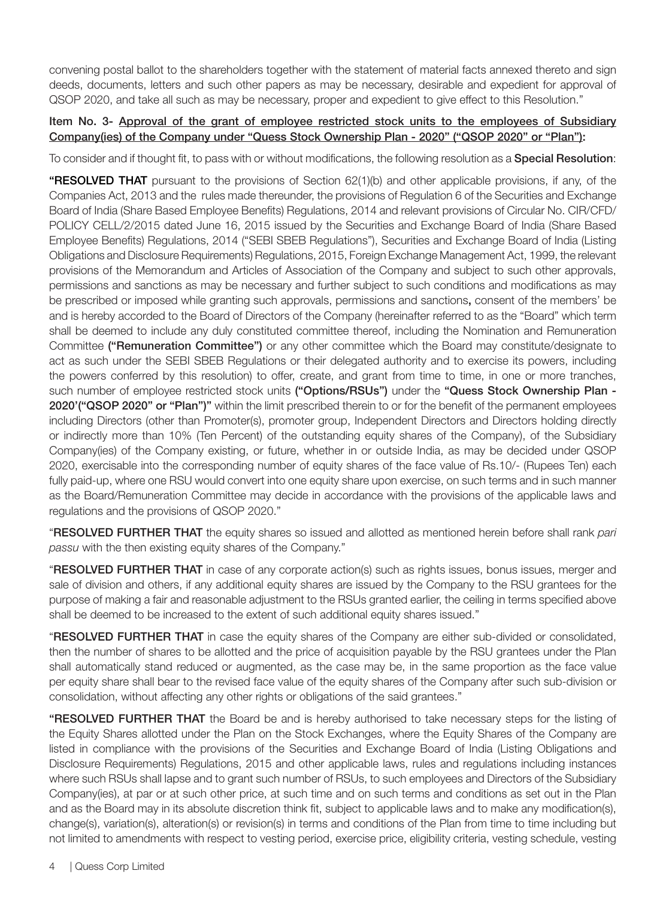convening postal ballot to the shareholders together with the statement of material facts annexed thereto and sign deeds, documents, letters and such other papers as may be necessary, desirable and expedient for approval of QSOP 2020, and take all such as may be necessary, proper and expedient to give effect to this Resolution."

**Item No. 3- Approval of the grant of employee restricted stock units to the employees of Subsidiary Company(ies) of the Company under "Quess Stock Ownership Plan - 2020" ("QSOP 2020" or "Plan"):**

To consider and if thought fit, to pass with or without modifications, the following resolution as a **Special Resolution**:

**"RESOLVED THAT** pursuant to the provisions of Section 62(1)(b) and other applicable provisions, if any, of the Companies Act, 2013 and the rules made thereunder, the provisions of Regulation 6 of the Securities and Exchange Board of India (Share Based Employee Benefits) Regulations, 2014 and relevant provisions of Circular No. CIR/CFD/POLICY CELL/2/2015 dated June 16, 2015 issued by the Securities and Exchange Board of India (Share Based Employee Benefits) Regulations, 2014 ("SEBI SBEB Regulations"), Securities and Exchange Board of India (Listing Obligations and Disclosure Requirements) Regulations, 2015, Foreign Exchange Management Act, 1999, the relevant provisions of the Memorandum and Articles of Association of the Company and subject to such other approvals, permissions and sanctions as may be necessary and further subject to such conditions and modifications as may be prescribed or imposed while granting such approvals, permissions and sanctions**,** consent of the members' be and is hereby accorded to the Board of Directors of the Company (hereinafter referred to as the "Board" which term shall be deemed to include any duly constituted committee thereof, including the Nomination and Remuneration Committee **("Remuneration Committee")** or any other committee which the Board may constitute/designate to act as such under the SEBI SBEB Regulations or their delegated authority and to exercise its powers, including the powers conferred by this resolution) to offer, create, and grant from time to time, in one or more tranches, such number of employee restricted stock units **("Options/RSUs")** under the **"Quess Stock Ownership Plan - 2020'("QSOP 2020" or "Plan")"** within the limit prescribed therein to or for the benefit of the permanent employees including Directors (other than Promoter(s), promoter group, Independent Directors and Directors holding directly or indirectly more than 10% (Ten Percent) of the outstanding equity shares of the Company), of the Subsidiary Company(ies) of the Company existing, or future, whether in or outside India, as may be decided under QSOP 2020, exercisable into the corresponding number of equity shares of the face value of Rs.10/- (Rupees Ten) each fully paid-up, where one RSU would convert into one equity share upon exercise, on such terms and in such manner as the Board/Remuneration Committee may decide in accordance with the provisions of the applicable laws and regulations and the provisions of QSOP 2020."

"**RESOLVED FURTHER THAT** the equity shares so issued and allotted as mentioned herein before shall rank *pari passu* with the then existing equity shares of the Company."

"**RESOLVED FURTHER THAT** in case of any corporate action(s) such as rights issues, bonus issues, merger and sale of division and others, if any additional equity shares are issued by the Company to the RSU grantees for the purpose of making a fair and reasonable adjustment to the RSUs granted earlier, the ceiling in terms specified above shall be deemed to be increased to the extent of such additional equity shares issued."

"**RESOLVED FURTHER THAT** in case the equity shares of the Company are either sub-divided or consolidated, then the number of shares to be allotted and the price of acquisition payable by the RSU grantees under the Plan shall automatically stand reduced or augmented, as the case may be, in the same proportion as the face value per equity share shall bear to the revised face value of the equity shares of the Company after such sub-division or consolidation, without affecting any other rights or obligations of the said grantees."

**"RESOLVED FURTHER THAT** the Board be and is hereby authorised to take necessary steps for the listing of the Equity Shares allotted under the Plan on the Stock Exchanges, where the Equity Shares of the Company are listed in compliance with the provisions of the Securities and Exchange Board of India (Listing Obligations and Disclosure Requirements) Regulations, 2015 and other applicable laws, rules and regulations including instances where such RSUs shall lapse and to grant such number of RSUs, to such employees and Directors of the Subsidiary Company(ies), at par or at such other price, at such time and on such terms and conditions as set out in the Plan and as the Board may in its absolute discretion think fit, subject to applicable laws and to make any modification(s), change(s), variation(s), alteration(s) or revision(s) in terms and conditions of the Plan from time to time including but not limited to amendments with respect to vesting period, exercise price, eligibility criteria, vesting schedule, vesting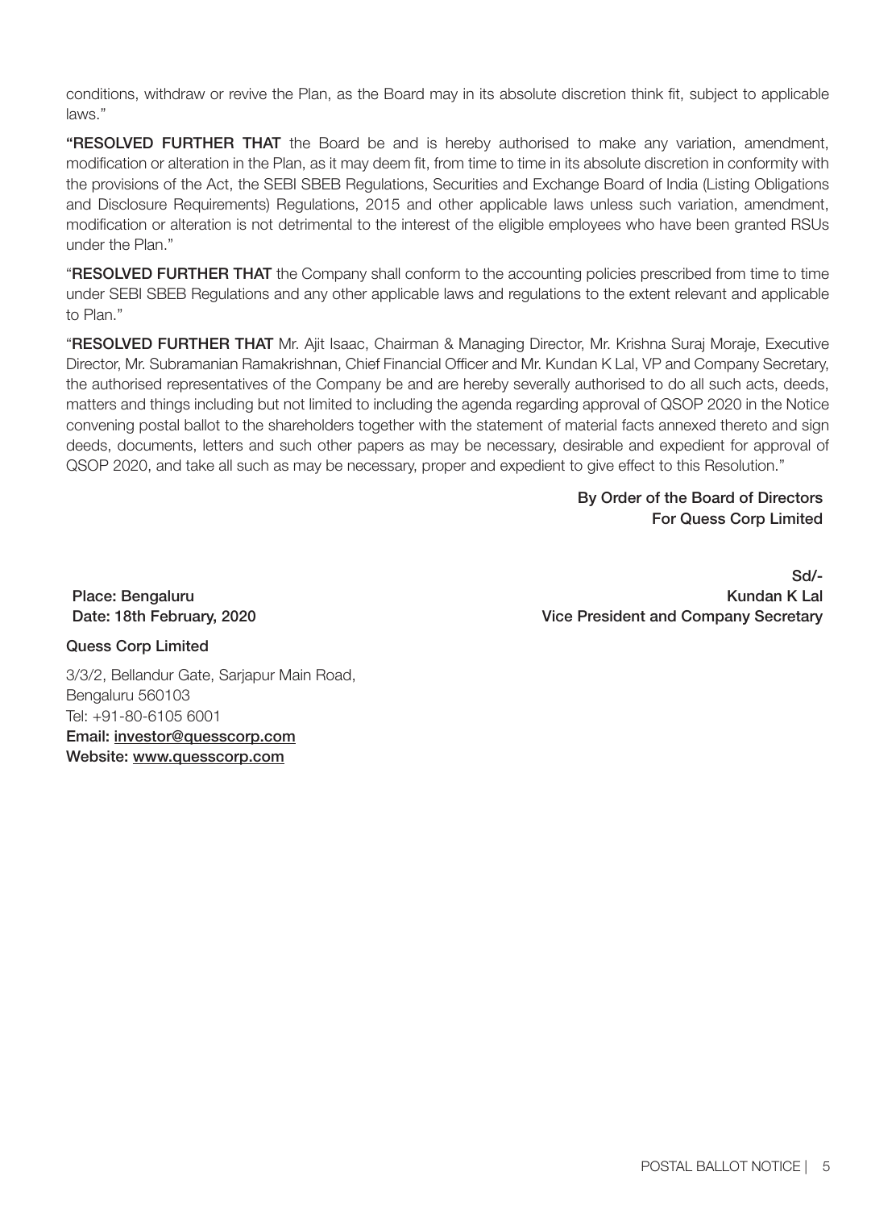conditions, withdraw or revive the Plan, as the Board may in its absolute discretion think fit, subject to applicable laws."

"**RESOLVED FURTHER THAT** the Board be and is hereby authorised to make any variation, amendment, modification or alteration in the Plan, as it may deem fit, from time to time in its absolute discretion in conformity with the provisions of the Act, the SEBI SBEB Regulations, Securities and Exchange Board of India (Listing Obligations and Disclosure Requirements) Regulations, 2015 and other applicable laws unless such variation, amendment, modification or alteration is not detrimental to the interest of the eligible employees who have been granted RSUs under the Plan."

"**RESOLVED FURTHER THAT** the Company shall conform to the accounting policies prescribed from time to time under SEBI SBEB Regulations and any other applicable laws and regulations to the extent relevant and applicable to Plan."

"**RESOLVED FURTHER THAT** Mr. Ajit Isaac, Chairman & Managing Director, Mr. Krishna Suraj Moraje, Executive Director, Mr. Subramanian Ramakrishnan, Chief Financial Officer and Mr. Kundan K Lal, VP and Company Secretary, the authorised representatives of the Company be and are hereby severally authorised to do all such acts, deeds, matters and things including but not limited to including the agenda regarding approval of QSOP 2020 in the Notice convening postal ballot to the shareholders together with the statement of material facts annexed thereto and sign deeds, documents, letters and such other papers as may be necessary, desirable and expedient for approval of QSOP 2020, and take all such as may be necessary, proper and expedient to give effect to this Resolution."

**By Order of the Board of Directors**
**For Quess Corp Limited**

**Sd/-**
**Kundan K Lal**
**Vice President and Company Secretary**

**Place: Bengaluru**
**Date: 18th February, 2020**

**Quess Corp Limited**

3/3/2, Bellandur Gate, Sarjapur Main Road,
Bengaluru 560103
Tel: +91-80-6105 6001
**Email:** investor@quesscorp.com
**Website:** www.quesscorp.com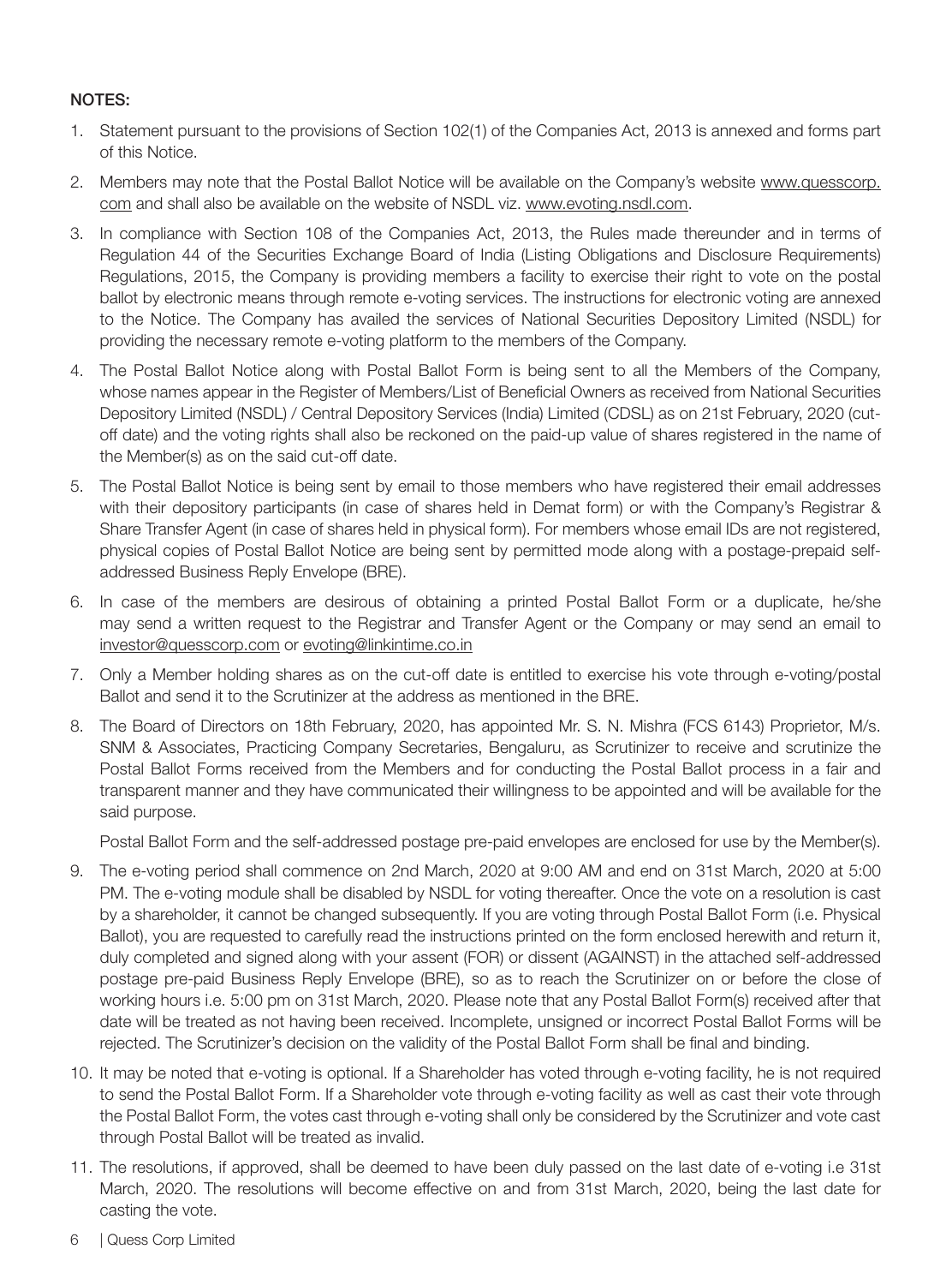**NOTES:**

1. Statement pursuant to the provisions of Section 102(1) of the Companies Act, 2013 is annexed and forms part of this Notice.
2. Members may note that the Postal Ballot Notice will be available on the Company's website www.quesscorp.com and shall also be available on the website of NSDL viz. www.evoting.nsdl.com.
3. In compliance with Section 108 of the Companies Act, 2013, the Rules made thereunder and in terms of Regulation 44 of the Securities Exchange Board of India (Listing Obligations and Disclosure Requirements) Regulations, 2015, the Company is providing members a facility to exercise their right to vote on the postal ballot by electronic means through remote e-voting services. The instructions for electronic voting are annexed to the Notice. The Company has availed the services of National Securities Depository Limited (NSDL) for providing the necessary remote e-voting platform to the members of the Company.
4. The Postal Ballot Notice along with Postal Ballot Form is being sent to all the Members of the Company, whose names appear in the Register of Members/List of Beneficial Owners as received from National Securities Depository Limited (NSDL) / Central Depository Services (India) Limited (CDSL) as on 21st February, 2020 (cut-off date) and the voting rights shall also be reckoned on the paid-up value of shares registered in the name of the Member(s) as on the said cut-off date.
5. The Postal Ballot Notice is being sent by email to those members who have registered their email addresses with their depository participants (in case of shares held in Demat form) or with the Company's Registrar & Share Transfer Agent (in case of shares held in physical form). For members whose email IDs are not registered, physical copies of Postal Ballot Notice are being sent by permitted mode along with a postage-prepaid self-addressed Business Reply Envelope (BRE).
6. In case of the members are desirous of obtaining a printed Postal Ballot Form or a duplicate, he/she may send a written request to the Registrar and Transfer Agent or the Company or may send an email to investor@quesscorp.com or evoting@linkintime.co.in
7. Only a Member holding shares as on the cut-off date is entitled to exercise his vote through e-voting/postal Ballot and send it to the Scrutinizer at the address as mentioned in the BRE.
8. The Board of Directors on 18th February, 2020, has appointed Mr. S. N. Mishra (FCS 6143) Proprietor, M/s. SNM & Associates, Practicing Company Secretaries, Bengaluru, as Scrutinizer to receive and scrutinize the Postal Ballot Forms received from the Members and for conducting the Postal Ballot process in a fair and transparent manner and they have communicated their willingness to be appointed and will be available for the said purpose.

   Postal Ballot Form and the self-addressed postage pre-paid envelopes are enclosed for use by the Member(s).
9. The e-voting period shall commence on 2nd March, 2020 at 9:00 AM and end on 31st March, 2020 at 5:00 PM. The e-voting module shall be disabled by NSDL for voting thereafter. Once the vote on a resolution is cast by a shareholder, it cannot be changed subsequently. If you are voting through Postal Ballot Form (i.e. Physical Ballot), you are requested to carefully read the instructions printed on the form enclosed herewith and return it, duly completed and signed along with your assent (FOR) or dissent (AGAINST) in the attached self-addressed postage pre-paid Business Reply Envelope (BRE), so as to reach the Scrutinizer on or before the close of working hours i.e. 5:00 pm on 31st March, 2020. Please note that any Postal Ballot Form(s) received after that date will be treated as not having been received. Incomplete, unsigned or incorrect Postal Ballot Forms will be rejected. The Scrutinizer's decision on the validity of the Postal Ballot Form shall be final and binding.
10. It may be noted that e-voting is optional. If a Shareholder has voted through e-voting facility, he is not required to send the Postal Ballot Form. If a Shareholder vote through e-voting facility as well as cast their vote through the Postal Ballot Form, the votes cast through e-voting shall only be considered by the Scrutinizer and vote cast through Postal Ballot will be treated as invalid.
11. The resolutions, if approved, shall be deemed to have been duly passed on the last date of e-voting i.e 31st March, 2020. The resolutions will become effective on and from 31st March, 2020, being the last date for casting the vote.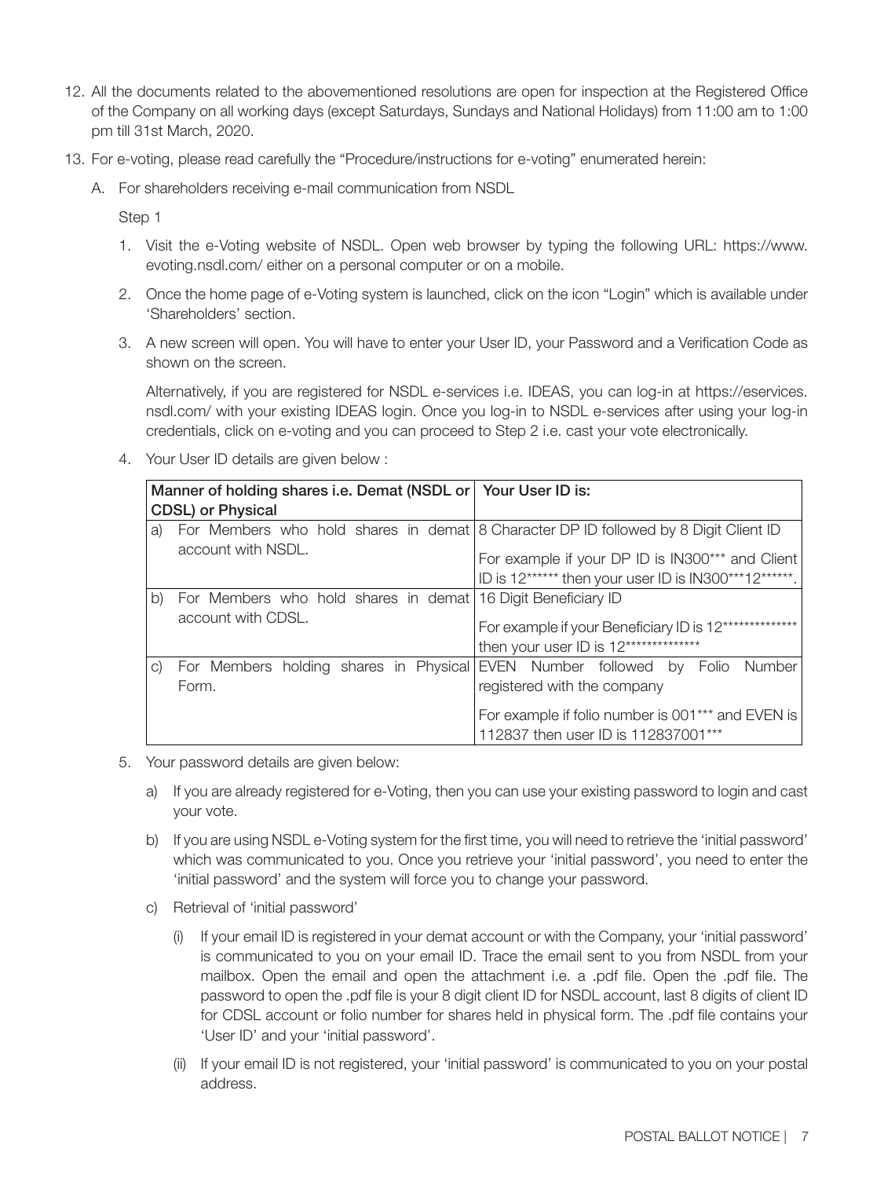12. All the documents related to the abovementioned resolutions are open for inspection at the Registered Office of the Company on all working days (except Saturdays, Sundays and National Holidays) from 11:00 am to 1:00 pm till 31st March, 2020.

13. For e-voting, please read carefully the "Procedure/instructions for e-voting" enumerated herein:

   A. For shareholders receiving e-mail communication from NSDL

      Step 1

      1. Visit the e-Voting website of NSDL. Open web browser by typing the following URL: https://www.evoting.nsdl.com/ either on a personal computer or on a mobile.

      2. Once the home page of e-Voting system is launched, click on the icon "Login" which is available under 'Shareholders' section.

      3. A new screen will open. You will have to enter your User ID, your Password and a Verification Code as shown on the screen.

         Alternatively, if you are registered for NSDL e-services i.e. IDEAS, you can log-in at https://eservices.nsdl.com/ with your existing IDEAS login. Once you log-in to NSDL e-services after using your log-in credentials, click on e-voting and you can proceed to Step 2 i.e. cast your vote electronically.

      4. Your User ID details are given below :

| Manner of holding shares i.e. Demat (NSDL or CDSL) or Physical | Your User ID is: |
|---|---|
| a) For Members who hold shares in demat account with NSDL. | 8 Character DP ID followed by 8 Digit Client ID<br><br>For example if your DP ID is IN300*** and Client ID is 12****** then your user ID is IN300***12******. |
| b) For Members who hold shares in demat account with CDSL. | 16 Digit Beneficiary ID<br><br>For example if your Beneficiary ID is 12************** then your user ID is 12************** |
| c) For Members holding shares in Physical Form. | EVEN Number followed by Folio Number registered with the company<br><br>For example if folio number is 001*** and EVEN is 112837 then user ID is 112837001*** |

      5. Your password details are given below:

         a) If you are already registered for e-Voting, then you can use your existing password to login and cast your vote.

         b) If you are using NSDL e-Voting system for the first time, you will need to retrieve the 'initial password' which was communicated to you. Once you retrieve your 'initial password', you need to enter the 'initial password' and the system will force you to change your password.

         c) Retrieval of 'initial password'

            (i) If your email ID is registered in your demat account or with the Company, your 'initial password' is communicated to you on your email ID. Trace the email sent to you from NSDL from your mailbox. Open the email and open the attachment i.e. a .pdf file. Open the .pdf file. The password to open the .pdf file is your 8 digit client ID for NSDL account, last 8 digits of client ID for CDSL account or folio number for shares held in physical form. The .pdf file contains your 'User ID' and your 'initial password'.

            (ii) If your email ID is not registered, your 'initial password' is communicated to you on your postal address.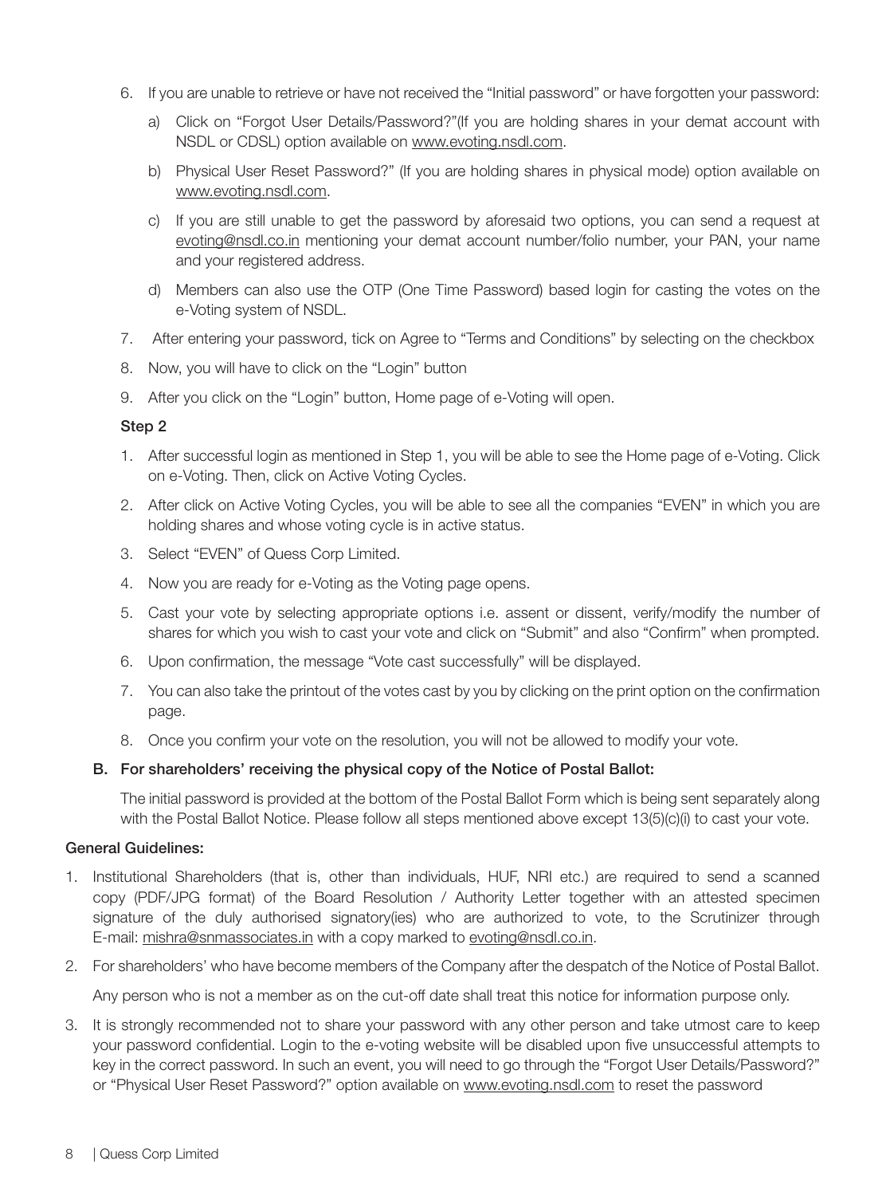6. If you are unable to retrieve or have not received the "Initial password" or have forgotten your password:

   a) Click on "Forgot User Details/Password?"(If you are holding shares in your demat account with NSDL or CDSL) option available on www.evoting.nsdl.com.

   b) Physical User Reset Password?" (If you are holding shares in physical mode) option available on www.evoting.nsdl.com.

   c) If you are still unable to get the password by aforesaid two options, you can send a request at evoting@nsdl.co.in mentioning your demat account number/folio number, your PAN, your name and your registered address.

   d) Members can also use the OTP (One Time Password) based login for casting the votes on the e-Voting system of NSDL.

7. After entering your password, tick on Agree to "Terms and Conditions" by selecting on the checkbox

8. Now, you will have to click on the "Login" button

9. After you click on the "Login" button, Home page of e-Voting will open.

**Step 2**

1. After successful login as mentioned in Step 1, you will be able to see the Home page of e-Voting. Click on e-Voting. Then, click on Active Voting Cycles.

2. After click on Active Voting Cycles, you will be able to see all the companies "EVEN" in which you are holding shares and whose voting cycle is in active status.

3. Select "EVEN" of Quess Corp Limited.

4. Now you are ready for e-Voting as the Voting page opens.

5. Cast your vote by selecting appropriate options i.e. assent or dissent, verify/modify the number of shares for which you wish to cast your vote and click on "Submit" and also "Confirm" when prompted.

6. Upon confirmation, the message "Vote cast successfully" will be displayed.

7. You can also take the printout of the votes cast by you by clicking on the print option on the confirmation page.

8. Once you confirm your vote on the resolution, you will not be allowed to modify your vote.

**B. For shareholders' receiving the physical copy of the Notice of Postal Ballot:**

The initial password is provided at the bottom of the Postal Ballot Form which is being sent separately along with the Postal Ballot Notice. Please follow all steps mentioned above except 13(5)(c)(i) to cast your vote.

**General Guidelines:**

1. Institutional Shareholders (that is, other than individuals, HUF, NRI etc.) are required to send a scanned copy (PDF/JPG format) of the Board Resolution / Authority Letter together with an attested specimen signature of the duly authorised signatory(ies) who are authorized to vote, to the Scrutinizer through E-mail: mishra@snmassociates.in with a copy marked to evoting@nsdl.co.in.

2. For shareholders' who have become members of the Company after the despatch of the Notice of Postal Ballot.

   Any person who is not a member as on the cut-off date shall treat this notice for information purpose only.

3. It is strongly recommended not to share your password with any other person and take utmost care to keep your password confidential. Login to the e-voting website will be disabled upon five unsuccessful attempts to key in the correct password. In such an event, you will need to go through the "Forgot User Details/Password?" or "Physical User Reset Password?" option available on www.evoting.nsdl.com to reset the password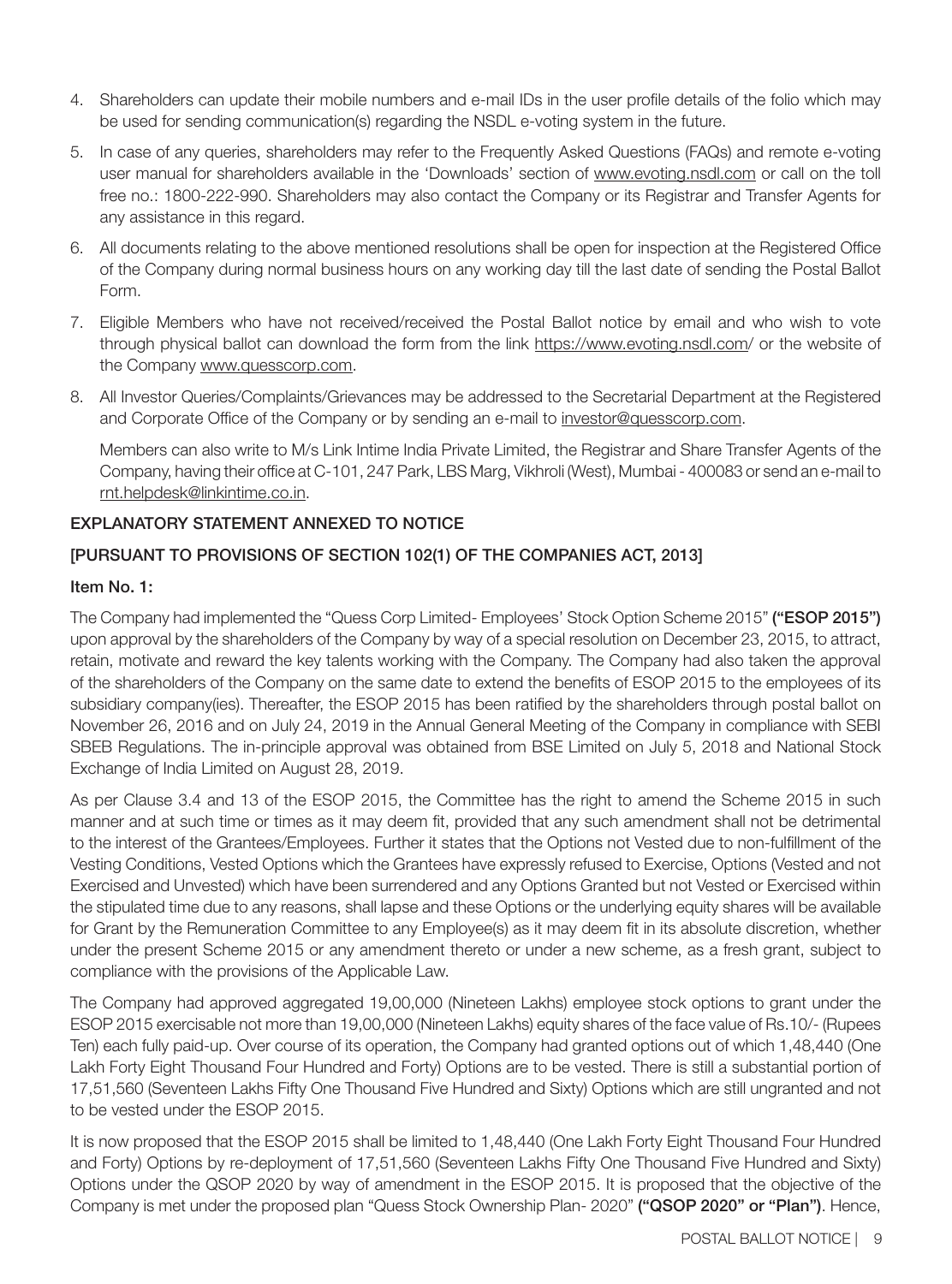4. Shareholders can update their mobile numbers and e-mail IDs in the user profile details of the folio which may be used for sending communication(s) regarding the NSDL e-voting system in the future.
5. In case of any queries, shareholders may refer to the Frequently Asked Questions (FAQs) and remote e-voting user manual for shareholders available in the 'Downloads' section of www.evoting.nsdl.com or call on the toll free no.: 1800-222-990. Shareholders may also contact the Company or its Registrar and Transfer Agents for any assistance in this regard.
6. All documents relating to the above mentioned resolutions shall be open for inspection at the Registered Office of the Company during normal business hours on any working day till the last date of sending the Postal Ballot Form.
7. Eligible Members who have not received/received the Postal Ballot notice by email and who wish to vote through physical ballot can download the form from the link https://www.evoting.nsdl.com/ or the website of the Company www.quesscorp.com.
8. All Investor Queries/Complaints/Grievances may be addressed to the Secretarial Department at the Registered and Corporate Office of the Company or by sending an e-mail to investor@quesscorp.com.

   Members can also write to M/s Link Intime India Private Limited, the Registrar and Share Transfer Agents of the Company, having their office at C-101, 247 Park, LBS Marg, Vikhroli (West), Mumbai - 400083 or send an e-mail to rnt.helpdesk@linkintime.co.in.

**EXPLANATORY STATEMENT ANNEXED TO NOTICE**

**[PURSUANT TO PROVISIONS OF SECTION 102(1) OF THE COMPANIES ACT, 2013]**

**Item No. 1:**

The Company had implemented the "Quess Corp Limited- Employees' Stock Option Scheme 2015" **("ESOP 2015")** upon approval by the shareholders of the Company by way of a special resolution on December 23, 2015, to attract, retain, motivate and reward the key talents working with the Company. The Company had also taken the approval of the shareholders of the Company on the same date to extend the benefits of ESOP 2015 to the employees of its subsidiary company(ies). Thereafter, the ESOP 2015 has been ratified by the shareholders through postal ballot on November 26, 2016 and on July 24, 2019 in the Annual General Meeting of the Company in compliance with SEBI SBEB Regulations. The in-principle approval was obtained from BSE Limited on July 5, 2018 and National Stock Exchange of India Limited on August 28, 2019.

As per Clause 3.4 and 13 of the ESOP 2015, the Committee has the right to amend the Scheme 2015 in such manner and at such time or times as it may deem fit, provided that any such amendment shall not be detrimental to the interest of the Grantees/Employees. Further it states that the Options not Vested due to non-fulfillment of the Vesting Conditions, Vested Options which the Grantees have expressly refused to Exercise, Options (Vested and not Exercised and Unvested) which have been surrendered and any Options Granted but not Vested or Exercised within the stipulated time due to any reasons, shall lapse and these Options or the underlying equity shares will be available for Grant by the Remuneration Committee to any Employee(s) as it may deem fit in its absolute discretion, whether under the present Scheme 2015 or any amendment thereto or under a new scheme, as a fresh grant, subject to compliance with the provisions of the Applicable Law.

The Company had approved aggregated 19,00,000 (Nineteen Lakhs) employee stock options to grant under the ESOP 2015 exercisable not more than 19,00,000 (Nineteen Lakhs) equity shares of the face value of Rs.10/- (Rupees Ten) each fully paid-up. Over course of its operation, the Company had granted options out of which 1,48,440 (One Lakh Forty Eight Thousand Four Hundred and Forty) Options are to be vested. There is still a substantial portion of 17,51,560 (Seventeen Lakhs Fifty One Thousand Five Hundred and Sixty) Options which are still ungranted and not to be vested under the ESOP 2015.

It is now proposed that the ESOP 2015 shall be limited to 1,48,440 (One Lakh Forty Eight Thousand Four Hundred and Forty) Options by re-deployment of 17,51,560 (Seventeen Lakhs Fifty One Thousand Five Hundred and Sixty) Options under the QSOP 2020 by way of amendment in the ESOP 2015. It is proposed that the objective of the Company is met under the proposed plan "Quess Stock Ownership Plan- 2020" **("QSOP 2020" or "Plan")**. Hence,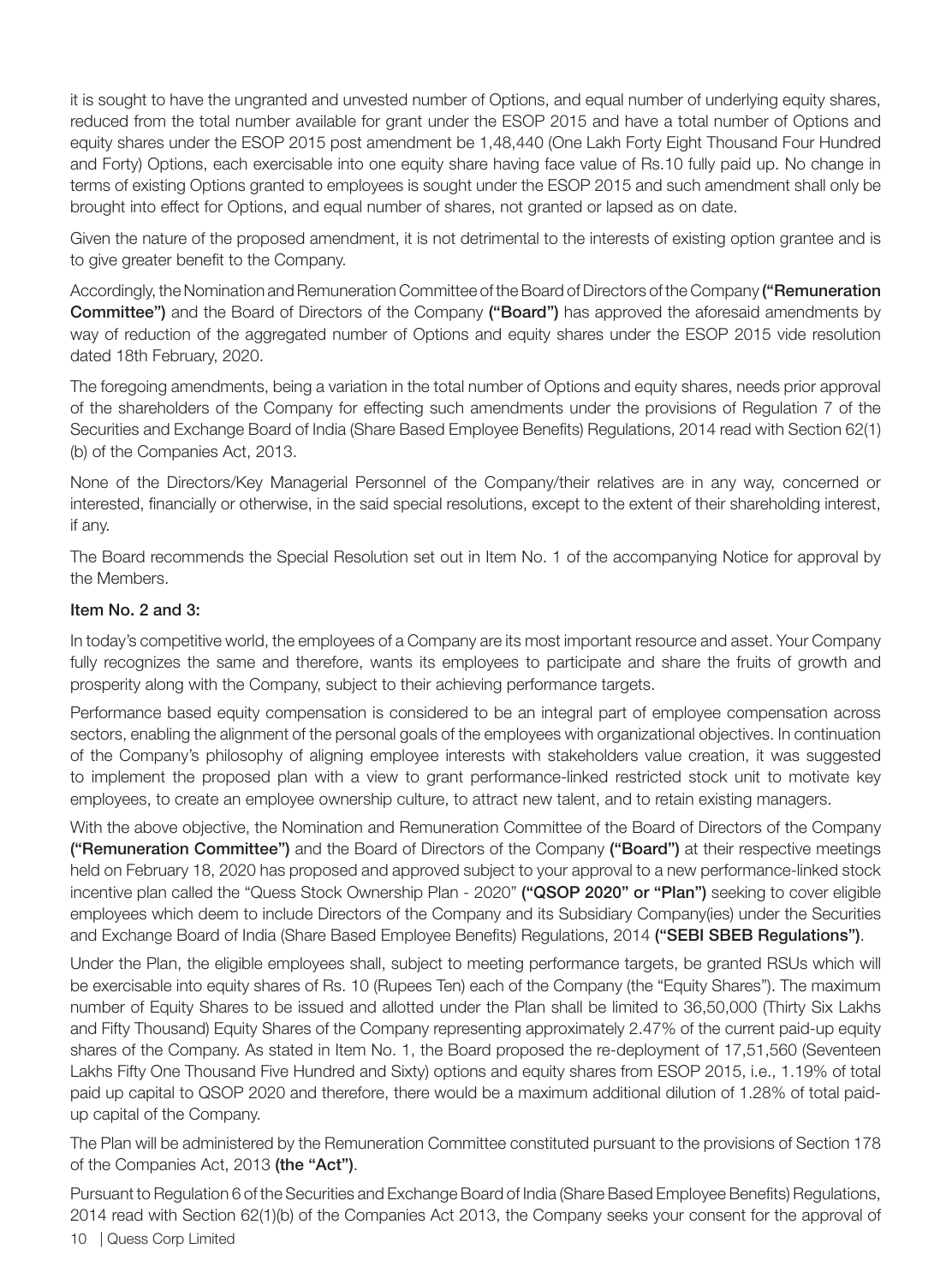it is sought to have the ungranted and unvested number of Options, and equal number of underlying equity shares, reduced from the total number available for grant under the ESOP 2015 and have a total number of Options and equity shares under the ESOP 2015 post amendment be 1,48,440 (One Lakh Forty Eight Thousand Four Hundred and Forty) Options, each exercisable into one equity share having face value of Rs.10 fully paid up. No change in terms of existing Options granted to employees is sought under the ESOP 2015 and such amendment shall only be brought into effect for Options, and equal number of shares, not granted or lapsed as on date.

Given the nature of the proposed amendment, it is not detrimental to the interests of existing option grantee and is to give greater benefit to the Company.

Accordingly, the Nomination and Remuneration Committee of the Board of Directors of the Company **("Remuneration Committee")** and the Board of Directors of the Company **("Board")** has approved the aforesaid amendments by way of reduction of the aggregated number of Options and equity shares under the ESOP 2015 vide resolution dated 18th February, 2020.

The foregoing amendments, being a variation in the total number of Options and equity shares, needs prior approval of the shareholders of the Company for effecting such amendments under the provisions of Regulation 7 of the Securities and Exchange Board of India (Share Based Employee Benefits) Regulations, 2014 read with Section 62(1)(b) of the Companies Act, 2013.

None of the Directors/Key Managerial Personnel of the Company/their relatives are in any way, concerned or interested, financially or otherwise, in the said special resolutions, except to the extent of their shareholding interest, if any.

The Board recommends the Special Resolution set out in Item No. 1 of the accompanying Notice for approval by the Members.

**Item No. 2 and 3:**

In today's competitive world, the employees of a Company are its most important resource and asset. Your Company fully recognizes the same and therefore, wants its employees to participate and share the fruits of growth and prosperity along with the Company, subject to their achieving performance targets.

Performance based equity compensation is considered to be an integral part of employee compensation across sectors, enabling the alignment of the personal goals of the employees with organizational objectives. In continuation of the Company's philosophy of aligning employee interests with stakeholders value creation, it was suggested to implement the proposed plan with a view to grant performance-linked restricted stock unit to motivate key employees, to create an employee ownership culture, to attract new talent, and to retain existing managers.

With the above objective, the Nomination and Remuneration Committee of the Board of Directors of the Company **("Remuneration Committee")** and the Board of Directors of the Company **("Board")** at their respective meetings held on February 18, 2020 has proposed and approved subject to your approval to a new performance-linked stock incentive plan called the "Quess Stock Ownership Plan - 2020" **("QSOP 2020" or "Plan")** seeking to cover eligible employees which deem to include Directors of the Company and its Subsidiary Company(ies) under the Securities and Exchange Board of India (Share Based Employee Benefits) Regulations, 2014 **("SEBI SBEB Regulations")**.

Under the Plan, the eligible employees shall, subject to meeting performance targets, be granted RSUs which will be exercisable into equity shares of Rs. 10 (Rupees Ten) each of the Company (the "Equity Shares"). The maximum number of Equity Shares to be issued and allotted under the Plan shall be limited to 36,50,000 (Thirty Six Lakhs and Fifty Thousand) Equity Shares of the Company representing approximately 2.47% of the current paid-up equity shares of the Company. As stated in Item No. 1, the Board proposed the re-deployment of 17,51,560 (Seventeen Lakhs Fifty One Thousand Five Hundred and Sixty) options and equity shares from ESOP 2015, i.e., 1.19% of total paid up capital to QSOP 2020 and therefore, there would be a maximum additional dilution of 1.28% of total paid-up capital of the Company.

The Plan will be administered by the Remuneration Committee constituted pursuant to the provisions of Section 178 of the Companies Act, 2013 **(the "Act")**.

Pursuant to Regulation 6 of the Securities and Exchange Board of India (Share Based Employee Benefits) Regulations, 2014 read with Section 62(1)(b) of the Companies Act 2013, the Company seeks your consent for the approval of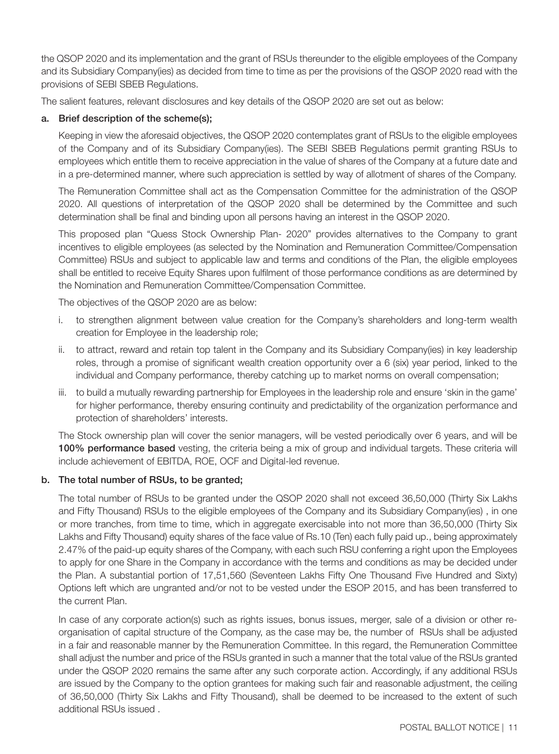the QSOP 2020 and its implementation and the grant of RSUs thereunder to the eligible employees of the Company and its Subsidiary Company(ies) as decided from time to time as per the provisions of the QSOP 2020 read with the provisions of SEBI SBEB Regulations.

The salient features, relevant disclosures and key details of the QSOP 2020 are set out as below:

**a. Brief description of the scheme(s);**

Keeping in view the aforesaid objectives, the QSOP 2020 contemplates grant of RSUs to the eligible employees of the Company and of its Subsidiary Company(ies). The SEBI SBEB Regulations permit granting RSUs to employees which entitle them to receive appreciation in the value of shares of the Company at a future date and in a pre-determined manner, where such appreciation is settled by way of allotment of shares of the Company.

The Remuneration Committee shall act as the Compensation Committee for the administration of the QSOP 2020. All questions of interpretation of the QSOP 2020 shall be determined by the Committee and such determination shall be final and binding upon all persons having an interest in the QSOP 2020.

This proposed plan "Quess Stock Ownership Plan- 2020" provides alternatives to the Company to grant incentives to eligible employees (as selected by the Nomination and Remuneration Committee/Compensation Committee) RSUs and subject to applicable law and terms and conditions of the Plan, the eligible employees shall be entitled to receive Equity Shares upon fulfilment of those performance conditions as are determined by the Nomination and Remuneration Committee/Compensation Committee.

The objectives of the QSOP 2020 are as below:

i. to strengthen alignment between value creation for the Company's shareholders and long-term wealth creation for Employee in the leadership role;

ii. to attract, reward and retain top talent in the Company and its Subsidiary Company(ies) in key leadership roles, through a promise of significant wealth creation opportunity over a 6 (six) year period, linked to the individual and Company performance, thereby catching up to market norms on overall compensation;

iii. to build a mutually rewarding partnership for Employees in the leadership role and ensure 'skin in the game' for higher performance, thereby ensuring continuity and predictability of the organization performance and protection of shareholders' interests.

The Stock ownership plan will cover the senior managers, will be vested periodically over 6 years, and will be **100% performance based** vesting, the criteria being a mix of group and individual targets. These criteria will include achievement of EBITDA, ROE, OCF and Digital-led revenue.

**b. The total number of RSUs, to be granted;**

The total number of RSUs to be granted under the QSOP 2020 shall not exceed 36,50,000 (Thirty Six Lakhs and Fifty Thousand) RSUs to the eligible employees of the Company and its Subsidiary Company(ies) , in one or more tranches, from time to time, which in aggregate exercisable into not more than 36,50,000 (Thirty Six Lakhs and Fifty Thousand) equity shares of the face value of Rs.10 (Ten) each fully paid up., being approximately 2.47% of the paid-up equity shares of the Company, with each such RSU conferring a right upon the Employees to apply for one Share in the Company in accordance with the terms and conditions as may be decided under the Plan. A substantial portion of 17,51,560 (Seventeen Lakhs Fifty One Thousand Five Hundred and Sixty) Options left which are ungranted and/or not to be vested under the ESOP 2015, and has been transferred to the current Plan.

In case of any corporate action(s) such as rights issues, bonus issues, merger, sale of a division or other re-organisation of capital structure of the Company, as the case may be, the number of RSUs shall be adjusted in a fair and reasonable manner by the Remuneration Committee. In this regard, the Remuneration Committee shall adjust the number and price of the RSUs granted in such a manner that the total value of the RSUs granted under the QSOP 2020 remains the same after any such corporate action. Accordingly, if any additional RSUs are issued by the Company to the option grantees for making such fair and reasonable adjustment, the ceiling of 36,50,000 (Thirty Six Lakhs and Fifty Thousand), shall be deemed to be increased to the extent of such additional RSUs issued .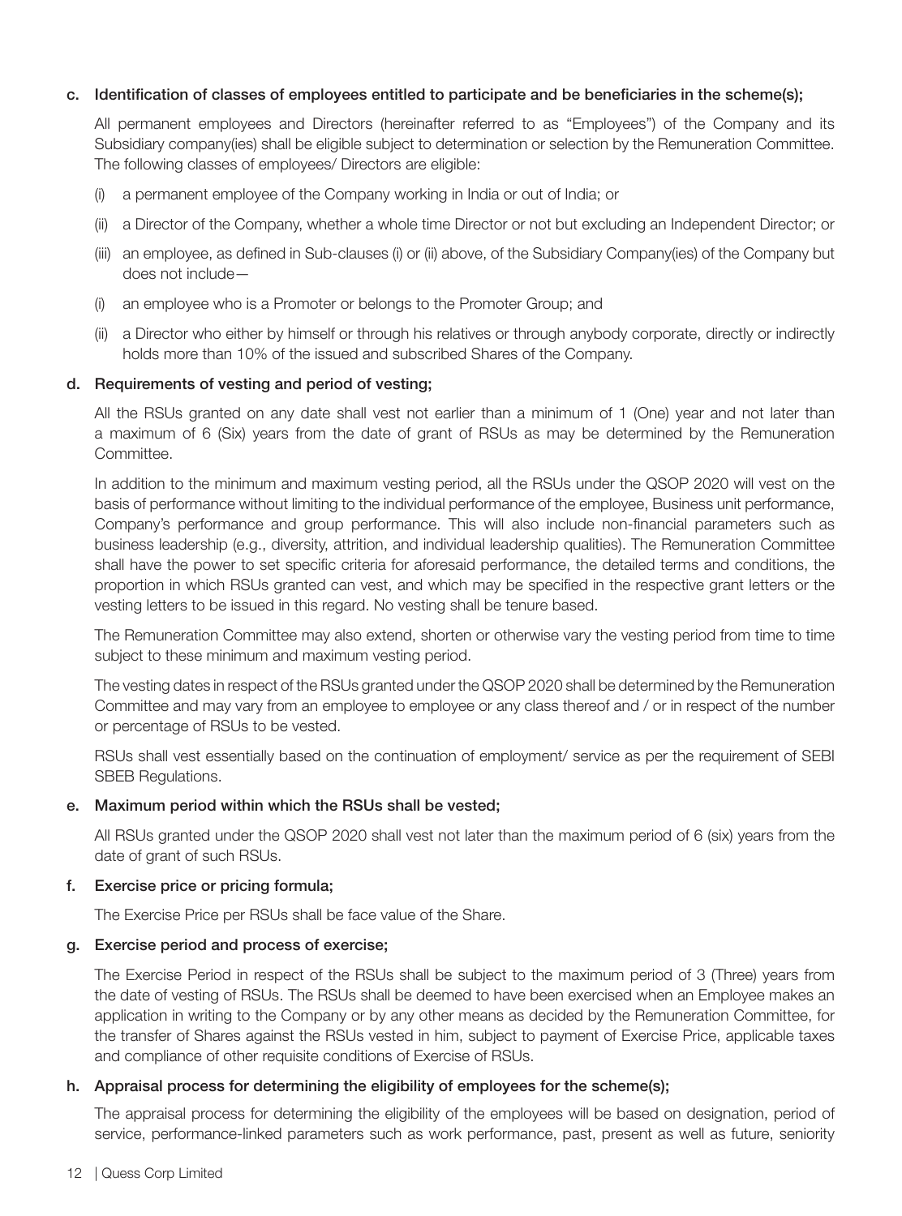**c. Identification of classes of employees entitled to participate and be beneficiaries in the scheme(s);**

All permanent employees and Directors (hereinafter referred to as "Employees") of the Company and its Subsidiary company(ies) shall be eligible subject to determination or selection by the Remuneration Committee. The following classes of employees/ Directors are eligible:

(i) a permanent employee of the Company working in India or out of India; or

(ii) a Director of the Company, whether a whole time Director or not but excluding an Independent Director; or

(iii) an employee, as defined in Sub-clauses (i) or (ii) above, of the Subsidiary Company(ies) of the Company but does not include—

(i) an employee who is a Promoter or belongs to the Promoter Group; and

(ii) a Director who either by himself or through his relatives or through anybody corporate, directly or indirectly holds more than 10% of the issued and subscribed Shares of the Company.

**d. Requirements of vesting and period of vesting;**

All the RSUs granted on any date shall vest not earlier than a minimum of 1 (One) year and not later than a maximum of 6 (Six) years from the date of grant of RSUs as may be determined by the Remuneration Committee.

In addition to the minimum and maximum vesting period, all the RSUs under the QSOP 2020 will vest on the basis of performance without limiting to the individual performance of the employee, Business unit performance, Company's performance and group performance. This will also include non-financial parameters such as business leadership (e.g., diversity, attrition, and individual leadership qualities). The Remuneration Committee shall have the power to set specific criteria for aforesaid performance, the detailed terms and conditions, the proportion in which RSUs granted can vest, and which may be specified in the respective grant letters or the vesting letters to be issued in this regard. No vesting shall be tenure based.

The Remuneration Committee may also extend, shorten or otherwise vary the vesting period from time to time subject to these minimum and maximum vesting period.

The vesting dates in respect of the RSUs granted under the QSOP 2020 shall be determined by the Remuneration Committee and may vary from an employee to employee or any class thereof and / or in respect of the number or percentage of RSUs to be vested.

RSUs shall vest essentially based on the continuation of employment/ service as per the requirement of SEBI SBEB Regulations.

**e. Maximum period within which the RSUs shall be vested;**

All RSUs granted under the QSOP 2020 shall vest not later than the maximum period of 6 (six) years from the date of grant of such RSUs.

**f. Exercise price or pricing formula;**

The Exercise Price per RSUs shall be face value of the Share.

**g. Exercise period and process of exercise;**

The Exercise Period in respect of the RSUs shall be subject to the maximum period of 3 (Three) years from the date of vesting of RSUs. The RSUs shall be deemed to have been exercised when an Employee makes an application in writing to the Company or by any other means as decided by the Remuneration Committee, for the transfer of Shares against the RSUs vested in him, subject to payment of Exercise Price, applicable taxes and compliance of other requisite conditions of Exercise of RSUs.

**h. Appraisal process for determining the eligibility of employees for the scheme(s);**

The appraisal process for determining the eligibility of the employees will be based on designation, period of service, performance-linked parameters such as work performance, past, present as well as future, seniority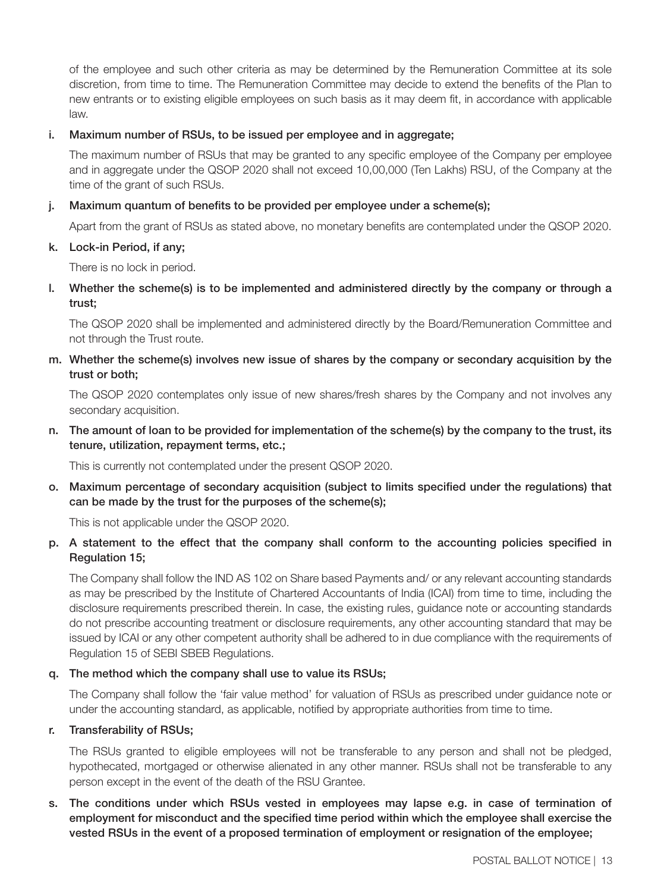of the employee and such other criteria as may be determined by the Remuneration Committee at its sole discretion, from time to time. The Remuneration Committee may decide to extend the benefits of the Plan to new entrants or to existing eligible employees on such basis as it may deem fit, in accordance with applicable law.

**i. Maximum number of RSUs, to be issued per employee and in aggregate;**

The maximum number of RSUs that may be granted to any specific employee of the Company per employee and in aggregate under the QSOP 2020 shall not exceed 10,00,000 (Ten Lakhs) RSU, of the Company at the time of the grant of such RSUs.

**j. Maximum quantum of benefits to be provided per employee under a scheme(s);**

Apart from the grant of RSUs as stated above, no monetary benefits are contemplated under the QSOP 2020.

**k. Lock-in Period, if any;**

There is no lock in period.

**l. Whether the scheme(s) is to be implemented and administered directly by the company or through a trust;**

The QSOP 2020 shall be implemented and administered directly by the Board/Remuneration Committee and not through the Trust route.

**m. Whether the scheme(s) involves new issue of shares by the company or secondary acquisition by the trust or both;**

The QSOP 2020 contemplates only issue of new shares/fresh shares by the Company and not involves any secondary acquisition.

**n. The amount of loan to be provided for implementation of the scheme(s) by the company to the trust, its tenure, utilization, repayment terms, etc.;**

This is currently not contemplated under the present QSOP 2020.

**o. Maximum percentage of secondary acquisition (subject to limits specified under the regulations) that can be made by the trust for the purposes of the scheme(s);**

This is not applicable under the QSOP 2020.

**p. A statement to the effect that the company shall conform to the accounting policies specified in Regulation 15;**

The Company shall follow the IND AS 102 on Share based Payments and/ or any relevant accounting standards as may be prescribed by the Institute of Chartered Accountants of India (ICAI) from time to time, including the disclosure requirements prescribed therein. In case, the existing rules, guidance note or accounting standards do not prescribe accounting treatment or disclosure requirements, any other accounting standard that may be issued by ICAI or any other competent authority shall be adhered to in due compliance with the requirements of Regulation 15 of SEBI SBEB Regulations.

**q. The method which the company shall use to value its RSUs;**

The Company shall follow the 'fair value method' for valuation of RSUs as prescribed under guidance note or under the accounting standard, as applicable, notified by appropriate authorities from time to time.

**r. Transferability of RSUs;**

The RSUs granted to eligible employees will not be transferable to any person and shall not be pledged, hypothecated, mortgaged or otherwise alienated in any other manner. RSUs shall not be transferable to any person except in the event of the death of the RSU Grantee.

**s. The conditions under which RSUs vested in employees may lapse e.g. in case of termination of employment for misconduct and the specified time period within which the employee shall exercise the vested RSUs in the event of a proposed termination of employment or resignation of the employee;**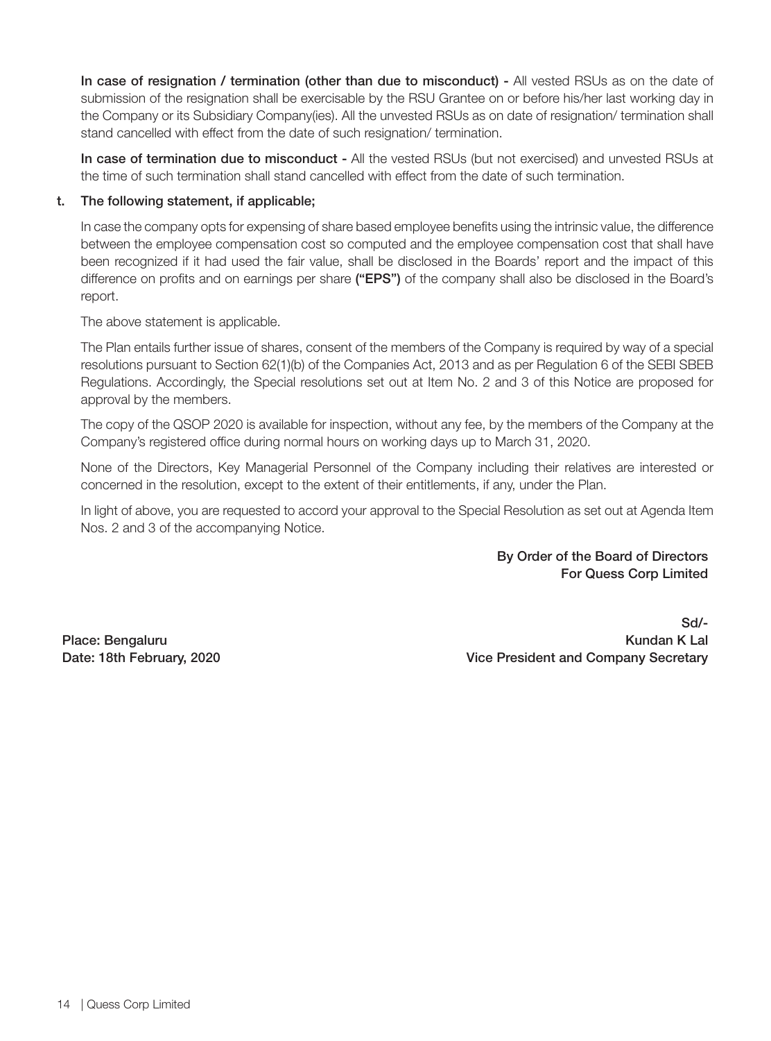**In case of resignation / termination (other than due to misconduct) -** All vested RSUs as on the date of submission of the resignation shall be exercisable by the RSU Grantee on or before his/her last working day in the Company or its Subsidiary Company(ies). All the unvested RSUs as on date of resignation/ termination shall stand cancelled with effect from the date of such resignation/ termination.

**In case of termination due to misconduct -** All the vested RSUs (but not exercised) and unvested RSUs at the time of such termination shall stand cancelled with effect from the date of such termination.

**t. The following statement, if applicable;**

In case the company opts for expensing of share based employee benefits using the intrinsic value, the difference between the employee compensation cost so computed and the employee compensation cost that shall have been recognized if it had used the fair value, shall be disclosed in the Boards' report and the impact of this difference on profits and on earnings per share **("EPS")** of the company shall also be disclosed in the Board's report.

The above statement is applicable.

The Plan entails further issue of shares, consent of the members of the Company is required by way of a special resolutions pursuant to Section 62(1)(b) of the Companies Act, 2013 and as per Regulation 6 of the SEBI SBEB Regulations. Accordingly, the Special resolutions set out at Item No. 2 and 3 of this Notice are proposed for approval by the members.

The copy of the QSOP 2020 is available for inspection, without any fee, by the members of the Company at the Company's registered office during normal hours on working days up to March 31, 2020.

None of the Directors, Key Managerial Personnel of the Company including their relatives are interested or concerned in the resolution, except to the extent of their entitlements, if any, under the Plan.

In light of above, you are requested to accord your approval to the Special Resolution as set out at Agenda Item Nos. 2 and 3 of the accompanying Notice.

**By Order of the Board of Directors**
**For Quess Corp Limited**

**Sd/-**
**Kundan K Lal**
**Vice President and Company Secretary**

**Place: Bengaluru**
**Date: 18th February, 2020**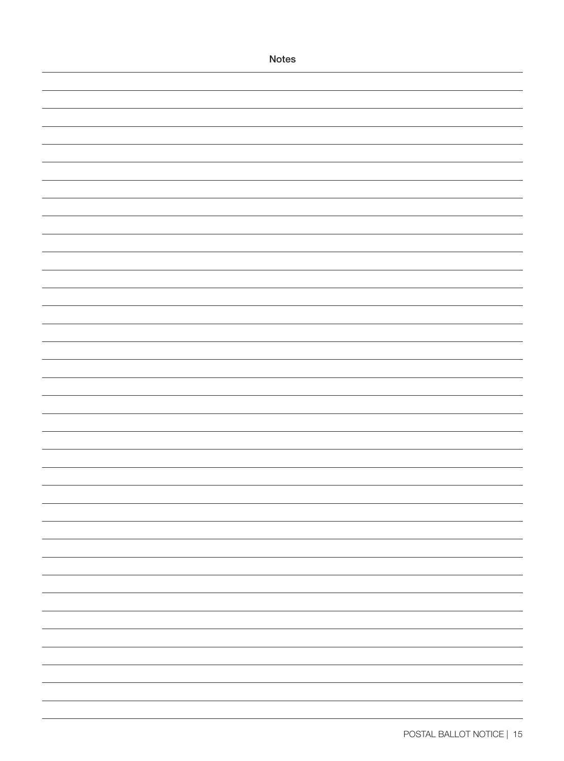# Notes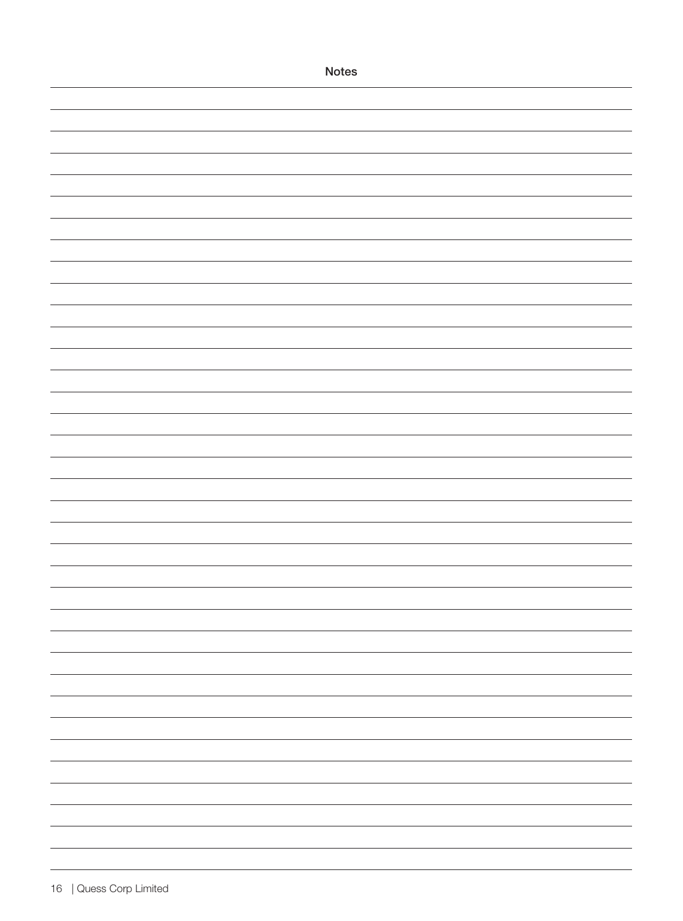# Notes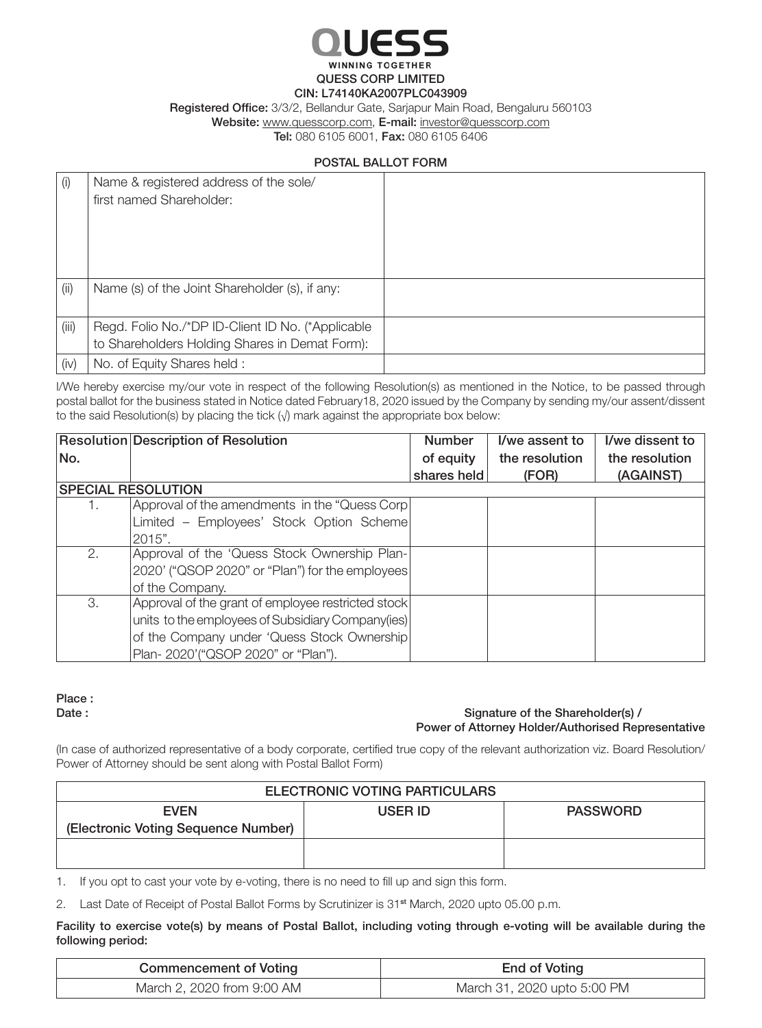# QUESS

WINNING TOGETHER

**QUESS CORP LIMITED**

**CIN: L74140KA2007PLC043909**

**Registered Office:** 3/3/2, Bellandur Gate, Sarjapur Main Road, Bengaluru 560103

**Website:** www.quesscorp.com, **E-mail:** investor@quesscorp.com

**Tel:** 080 6105 6001, **Fax:** 080 6105 6406

## POSTAL BALLOT FORM

| (i) | Name & registered address of the sole/ first named Shareholder: | |
|---|---|---|
| (ii) | Name (s) of the Joint Shareholder (s), if any: | |
| (iii) | Regd. Folio No./*DP ID-Client ID No. (*Applicable to Shareholders Holding Shares in Demat Form): | |
| (iv) | No. of Equity Shares held : | |

I/We hereby exercise my/our vote in respect of the following Resolution(s) as mentioned in the Notice, to be passed through postal ballot for the business stated in Notice dated February18, 2020 issued by the Company by sending my/our assent/dissent to the said Resolution(s) by placing the tick (√) mark against the appropriate box below:

| Resolution No. | Description of Resolution | Number of equity shares held | I/we assent to the resolution (FOR) | I/we dissent to the resolution (AGAINST) |
|---|---|---|---|---|
| **SPECIAL RESOLUTION** | | | | |
| 1. | Approval of the amendments in the "Quess Corp Limited – Employees' Stock Option Scheme 2015". | | | |
| 2. | Approval of the 'Quess Stock Ownership Plan-2020' ("QSOP 2020" or "Plan") for the employees of the Company. | | | |
| 3. | Approval of the grant of employee restricted stock units to the employees of Subsidiary Company(ies) of the Company under 'Quess Stock Ownership Plan- 2020'("QSOP 2020" or "Plan"). | | | |

**Place :**

**Date :**

**Signature of the Shareholder(s) / Power of Attorney Holder/Authorised Representative**

(In case of authorized representative of a body corporate, certified true copy of the relevant authorization viz. Board Resolution/ Power of Attorney should be sent along with Postal Ballot Form)

| ELECTRONIC VOTING PARTICULARS | | |
|---|---|---|
| **EVEN (Electronic Voting Sequence Number)** | **USER ID** | **PASSWORD** |
| | | |

1. If you opt to cast your vote by e-voting, there is no need to fill up and sign this form.
2. Last Date of Receipt of Postal Ballot Forms by Scrutinizer is 31st March, 2020 upto 05.00 p.m.

**Facility to exercise vote(s) by means of Postal Ballot, including voting through e-voting will be available during the following period:**

| Commencement of Voting | End of Voting |
|---|---|
| March 2, 2020 from 9:00 AM | March 31, 2020 upto 5:00 PM |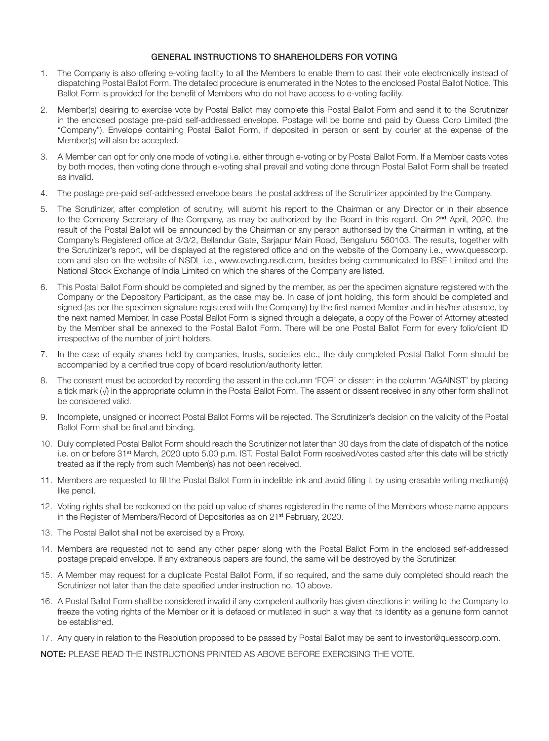## GENERAL INSTRUCTIONS TO SHAREHOLDERS FOR VOTING

1. The Company is also offering e-voting facility to all the Members to enable them to cast their vote electronically instead of dispatching Postal Ballot Form. The detailed procedure is enumerated in the Notes to the enclosed Postal Ballot Notice. This Ballot Form is provided for the benefit of Members who do not have access to e-voting facility.
2. Member(s) desiring to exercise vote by Postal Ballot may complete this Postal Ballot Form and send it to the Scrutinizer in the enclosed postage pre-paid self-addressed envelope. Postage will be borne and paid by Quess Corp Limited (the "Company"). Envelope containing Postal Ballot Form, if deposited in person or sent by courier at the expense of the Member(s) will also be accepted.
3. A Member can opt for only one mode of voting i.e. either through e-voting or by Postal Ballot Form. If a Member casts votes by both modes, then voting done through e-voting shall prevail and voting done through Postal Ballot Form shall be treated as invalid.
4. The postage pre-paid self-addressed envelope bears the postal address of the Scrutinizer appointed by the Company.
5. The Scrutinizer, after completion of scrutiny, will submit his report to the Chairman or any Director or in their absence to the Company Secretary of the Company, as may be authorized by the Board in this regard. On 2nd April, 2020, the result of the Postal Ballot will be announced by the Chairman or any person authorised by the Chairman in writing, at the Company's Registered office at 3/3/2, Bellandur Gate, Sarjapur Main Road, Bengaluru 560103. The results, together with the Scrutinizer's report, will be displayed at the registered office and on the website of the Company i.e., www.quesscorp.com and also on the website of NSDL i.e., www.evoting.nsdl.com, besides being communicated to BSE Limited and the National Stock Exchange of India Limited on which the shares of the Company are listed.
6. This Postal Ballot Form should be completed and signed by the member, as per the specimen signature registered with the Company or the Depository Participant, as the case may be. In case of joint holding, this form should be completed and signed (as per the specimen signature registered with the Company) by the first named Member and in his/her absence, by the next named Member. In case Postal Ballot Form is signed through a delegate, a copy of the Power of Attorney attested by the Member shall be annexed to the Postal Ballot Form. There will be one Postal Ballot Form for every folio/client ID irrespective of the number of joint holders.
7. In the case of equity shares held by companies, trusts, societies etc., the duly completed Postal Ballot Form should be accompanied by a certified true copy of board resolution/authority letter.
8. The consent must be accorded by recording the assent in the column 'FOR' or dissent in the column 'AGAINST' by placing a tick mark (√) in the appropriate column in the Postal Ballot Form. The assent or dissent received in any other form shall not be considered valid.
9. Incomplete, unsigned or incorrect Postal Ballot Forms will be rejected. The Scrutinizer's decision on the validity of the Postal Ballot Form shall be final and binding.
10. Duly completed Postal Ballot Form should reach the Scrutinizer not later than 30 days from the date of dispatch of the notice i.e. on or before 31st March, 2020 upto 5.00 p.m. IST. Postal Ballot Form received/votes casted after this date will be strictly treated as if the reply from such Member(s) has not been received.
11. Members are requested to fill the Postal Ballot Form in indelible ink and avoid filling it by using erasable writing medium(s) like pencil.
12. Voting rights shall be reckoned on the paid up value of shares registered in the name of the Members whose name appears in the Register of Members/Record of Depositories as on 21st February, 2020.
13. The Postal Ballot shall not be exercised by a Proxy.
14. Members are requested not to send any other paper along with the Postal Ballot Form in the enclosed self-addressed postage prepaid envelope. If any extraneous papers are found, the same will be destroyed by the Scrutinizer.
15. A Member may request for a duplicate Postal Ballot Form, if so required, and the same duly completed should reach the Scrutinizer not later than the date specified under instruction no. 10 above.
16. A Postal Ballot Form shall be considered invalid if any competent authority has given directions in writing to the Company to freeze the voting rights of the Member or it is defaced or mutilated in such a way that its identity as a genuine form cannot be established.
17. Any query in relation to the Resolution proposed to be passed by Postal Ballot may be sent to investor@quesscorp.com.

**NOTE:** PLEASE READ THE INSTRUCTIONS PRINTED AS ABOVE BEFORE EXERCISING THE VOTE.